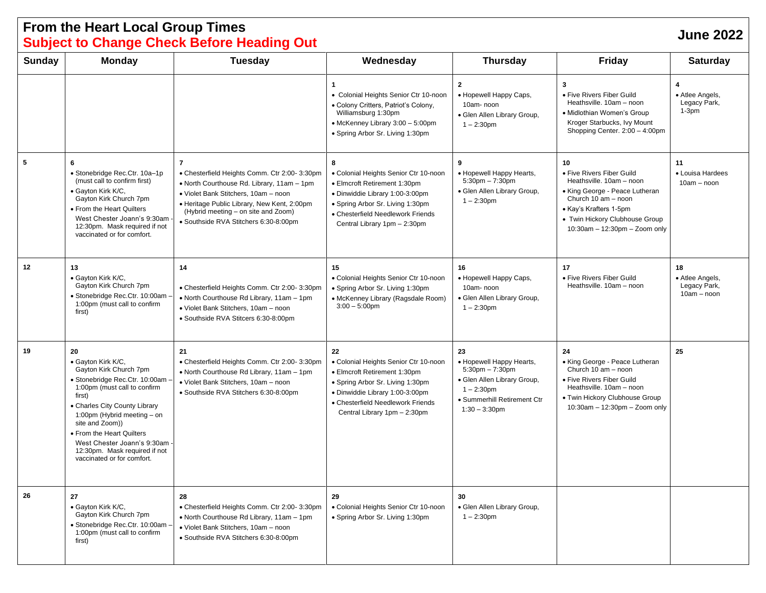# From the Heart Local Group Times

## Subject to Change Check Before Heading Out

## June 2022

| Sunday | Monday | Tuesday | Wednesday | Thursday | Friday | Saturday |
|---|---|---|---|---|---|---|
| | | | **1**<br>• Colonial Heights Senior Ctr 10-noon<br>• Colony Critters, Patriot's Colony, Williamsburg 1:30pm<br>• McKenney Library 3:00 – 5:00pm<br>• Spring Arbor Sr. Living 1:30pm | **2**<br>• Hopewell Happy Caps, 10am- noon<br>• Glen Allen Library Group, 1 – 2:30pm | **3**<br>• Five Rivers Fiber Guild Heathsville. 10am – noon<br>• Midlothian Women's Group Kroger Starbucks, Ivy Mount Shopping Center. 2:00 – 4:00pm | **4**<br>• Atlee Angels, Legacy Park, 1-3pm |
| **5** | **6**<br>• Stonebridge Rec.Ctr. 10a–1p (must call to confirm first)<br>• Gayton Kirk K/C, Gayton Kirk Church 7pm<br>• From the Heart Quilters West Chester Joann's 9:30am - 12:30pm. Mask required if not vaccinated or for comfort. | **7**<br>• Chesterfield Heights Comm. Ctr 2:00- 3:30pm<br>• North Courthouse Rd. Library, 11am – 1pm<br>• Violet Bank Stitchers, 10am – noon<br>• Heritage Public Library, New Kent, 2:00pm (Hybrid meeting – on site and Zoom)<br>• Southside RVA Stitchers 6:30-8:00pm | **8**<br>• Colonial Heights Senior Ctr 10-noon<br>• Elmcroft Retirement 1:30pm<br>• Dinwiddie Library 1:00-3:00pm<br>• Spring Arbor Sr. Living 1:30pm<br>• Chesterfield Needlework Friends Central Library 1pm – 2:30pm | **9**<br>• Hopewell Happy Hearts, 5:30pm – 7:30pm<br>• Glen Allen Library Group, 1 – 2:30pm | **10**<br>• Five Rivers Fiber Guild Heathsville. 10am – noon<br>• King George - Peace Lutheran Church 10 am – noon<br>• Kay's Krafters 1-5pm<br>• Twin Hickory Clubhouse Group 10:30am – 12:30pm – Zoom only | **11**<br>• Louisa Hardees 10am – noon |
| **12** | **13**<br>• Gayton Kirk K/C, Gayton Kirk Church 7pm<br>• Stonebridge Rec.Ctr. 10:00am – 1:00pm (must call to confirm first) | **14**<br>• Chesterfield Heights Comm. Ctr 2:00- 3:30pm<br>• North Courthouse Rd Library, 11am – 1pm<br>• Violet Bank Stitchers, 10am – noon<br>• Southside RVA Stitcers 6:30-8:00pm | **15**<br>• Colonial Heights Senior Ctr 10-noon<br>• Spring Arbor Sr. Living 1:30pm<br>• McKenney Library (Ragsdale Room) 3:00 – 5:00pm | **16**<br>• Hopewell Happy Caps, 10am- noon<br>• Glen Allen Library Group, 1 – 2:30pm | **17**<br>• Five Rivers Fiber Guild Heathsville. 10am – noon | **18**<br>• Atlee Angels, Legacy Park, 10am – noon |
| **19** | **20**<br>• Gayton Kirk K/C, Gayton Kirk Church 7pm<br>• Stonebridge Rec.Ctr. 10:00am – 1:00pm (must call to confirm first)<br>• Charles City County Library 1:00pm (Hybrid meeting – on site and Zoom))<br>• From the Heart Quilters West Chester Joann's 9:30am - 12:30pm. Mask required if not vaccinated or for comfort. | **21**<br>• Chesterfield Heights Comm. Ctr 2:00- 3:30pm<br>• North Courthouse Rd Library, 11am – 1pm<br>• Violet Bank Stitchers, 10am – noon<br>• Southside RVA Stitchers 6:30-8:00pm | **22**<br>• Colonial Heights Senior Ctr 10-noon<br>• Elmcroft Retirement 1:30pm<br>• Spring Arbor Sr. Living 1:30pm<br>• Dinwiddie Library 1:00-3:00pm<br>• Chesterfield Needlework Friends Central Library 1pm – 2:30pm | **23**<br>• Hopewell Happy Hearts, 5:30pm – 7:30pm<br>• Glen Allen Library Group, 1 – 2:30pm<br>• Summerhill Retirement Ctr 1:30 – 3:30pm | **24**<br>• King George - Peace Lutheran Church 10 am – noon<br>• Five Rivers Fiber Guild Heathsville. 10am – noon<br>• Twin Hickory Clubhouse Group 10:30am – 12:30pm – Zoom only | **25** |
| **26** | **27**<br>• Gayton Kirk K/C, Gayton Kirk Church 7pm<br>• Stonebridge Rec.Ctr. 10:00am – 1:00pm (must call to confirm first) | **28**<br>• Chesterfield Heights Comm. Ctr 2:00- 3:30pm<br>• North Courthouse Rd Library, 11am – 1pm<br>• Violet Bank Stitchers, 10am – noon<br>• Southside RVA Stitchers 6:30-8:00pm | **29**<br>• Colonial Heights Senior Ctr 10-noon<br>• Spring Arbor Sr. Living 1:30pm | **30**<br>• Glen Allen Library Group, 1 – 2:30pm | | |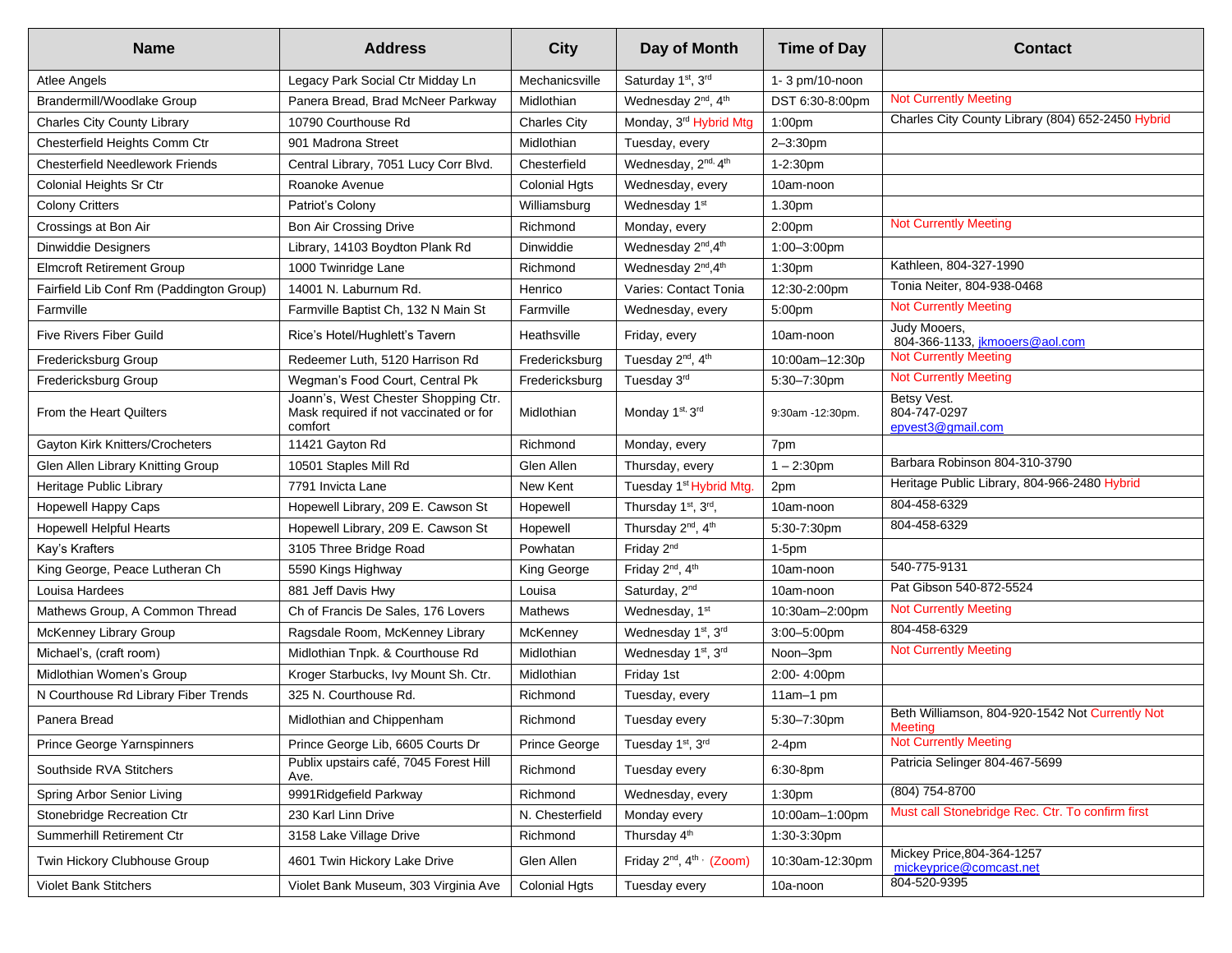| Name | Address | City | Day of Month | Time of Day | Contact |
|---|---|---|---|---|---|
| Atlee Angels | Legacy Park Social Ctr Midday Ln | Mechanicsville | Saturday 1st, 3rd | 1- 3 pm/10-noon | |
| Brandermill/Woodlake Group | Panera Bread, Brad McNeer Parkway | Midlothian | Wednesday 2nd, 4th | DST 6:30-8:00pm | Not Currently Meeting |
| Charles City County Library | 10790 Courthouse Rd | Charles City | Monday, 3rd Hybrid Mtg | 1:00pm | Charles City County Library (804) 652-2450 Hybrid |
| Chesterfield Heights Comm Ctr | 901 Madrona Street | Midlothian | Tuesday, every | 2–3:30pm | |
| Chesterfield Needlework Friends | Central Library, 7051 Lucy Corr Blvd. | Chesterfield | Wednesday, 2nd, 4th | 1-2:30pm | |
| Colonial Heights Sr Ctr | Roanoke Avenue | Colonial Hgts | Wednesday, every | 10am-noon | |
| Colony Critters | Patriot's Colony | Williamsburg | Wednesday 1st | 1.30pm | |
| Crossings at Bon Air | Bon Air Crossing Drive | Richmond | Monday, every | 2:00pm | Not Currently Meeting |
| Dinwiddie Designers | Library, 14103 Boydton Plank Rd | Dinwiddie | Wednesday 2nd,4th | 1:00–3:00pm | |
| Elmcroft Retirement Group | 1000 Twinridge Lane | Richmond | Wednesday 2nd,4th | 1:30pm | Kathleen, 804-327-1990 |
| Fairfield Lib Conf Rm (Paddington Group) | 14001 N. Laburnum Rd. | Henrico | Varies: Contact Tonia | 12:30-2:00pm | Tonia Neiter, 804-938-0468 |
| Farmville | Farmville Baptist Ch, 132 N Main St | Farmville | Wednesday, every | 5:00pm | Not Currently Meeting |
| Five Rivers Fiber Guild | Rice's Hotel/Hughlett's Tavern | Heathsville | Friday, every | 10am-noon | Judy Mooers, 804-366-1133, jkmooers@aol.com |
| Fredericksburg Group | Redeemer Luth, 5120 Harrison Rd | Fredericksburg | Tuesday 2nd, 4th | 10:00am–12:30p | Not Currently Meeting |
| Fredericksburg Group | Wegman's Food Court, Central Pk | Fredericksburg | Tuesday 3rd | 5:30–7:30pm | Not Currently Meeting |
| From the Heart Quilters | Joann's, West Chester Shopping Ctr. Mask required if not vaccinated or for comfort | Midlothian | Monday 1st, 3rd | 9:30am -12:30pm. | Betsy Vest. 804-747-0297 epvest3@gmail.com |
| Gayton Kirk Knitters/Crocheters | 11421 Gayton Rd | Richmond | Monday, every | 7pm | |
| Glen Allen Library Knitting Group | 10501 Staples Mill Rd | Glen Allen | Thursday, every | 1 – 2:30pm | Barbara Robinson 804-310-3790 |
| Heritage Public Library | 7791 Invicta Lane | New Kent | Tuesday 1st Hybrid Mtg. | 2pm | Heritage Public Library, 804-966-2480 Hybrid |
| Hopewell Happy Caps | Hopewell Library, 209 E. Cawson St | Hopewell | Thursday 1st, 3rd, | 10am-noon | 804-458-6329 |
| Hopewell Helpful Hearts | Hopewell Library, 209 E. Cawson St | Hopewell | Thursday 2nd, 4th | 5:30-7:30pm | 804-458-6329 |
| Kay's Krafters | 3105 Three Bridge Road | Powhatan | Friday 2nd | 1-5pm | |
| King George, Peace Lutheran Ch | 5590 Kings Highway | King George | Friday 2nd, 4th | 10am-noon | 540-775-9131 |
| Louisa Hardees | 881 Jeff Davis Hwy | Louisa | Saturday, 2nd | 10am-noon | Pat Gibson 540-872-5524 |
| Mathews Group, A Common Thread | Ch of Francis De Sales, 176 Lovers | Mathews | Wednesday, 1st | 10:30am–2:00pm | Not Currently Meeting |
| McKenney Library Group | Ragsdale Room, McKenney Library | McKenney | Wednesday 1st, 3rd | 3:00–5:00pm | 804-458-6329 |
| Michael's, (craft room) | Midlothian Tnpk. & Courthouse Rd | Midlothian | Wednesday 1st, 3rd | Noon–3pm | Not Currently Meeting |
| Midlothian Women's Group | Kroger Starbucks, Ivy Mount Sh. Ctr. | Midlothian | Friday 1st | 2:00- 4:00pm | |
| N Courthouse Rd Library Fiber Trends | 325 N. Courthouse Rd. | Richmond | Tuesday, every | 11am–1 pm | |
| Panera Bread | Midlothian and Chippenham | Richmond | Tuesday every | 5:30–7:30pm | Beth Williamson, 804-920-1542 Not Currently Not Meeting |
| Prince George Yarnspinners | Prince George Lib, 6605 Courts Dr | Prince George | Tuesday 1st, 3rd | 2-4pm | Not Currently Meeting |
| Southside RVA Stitchers | Publix upstairs café, 7045 Forest Hill Ave. | Richmond | Tuesday every | 6:30-8pm | Patricia Selinger 804-467-5699 |
| Spring Arbor Senior Living | 9991Ridgefield Parkway | Richmond | Wednesday, every | 1:30pm | (804) 754-8700 |
| Stonebridge Recreation Ctr | 230 Karl Linn Drive | N. Chesterfield | Monday every | 10:00am–1:00pm | Must call Stonebridge Rec. Ctr. To confirm first |
| Summerhill Retirement Ctr | 3158 Lake Village Drive | Richmond | Thursday 4th | 1:30-3:30pm | |
| Twin Hickory Clubhouse Group | 4601 Twin Hickory Lake Drive | Glen Allen | Friday 2nd, 4th · (Zoom) | 10:30am-12:30pm | Mickey Price,804-364-1257 mickeyprice@comcast.net |
| Violet Bank Stitchers | Violet Bank Museum, 303 Virginia Ave | Colonial Hgts | Tuesday every | 10a-noon | 804-520-9395 |